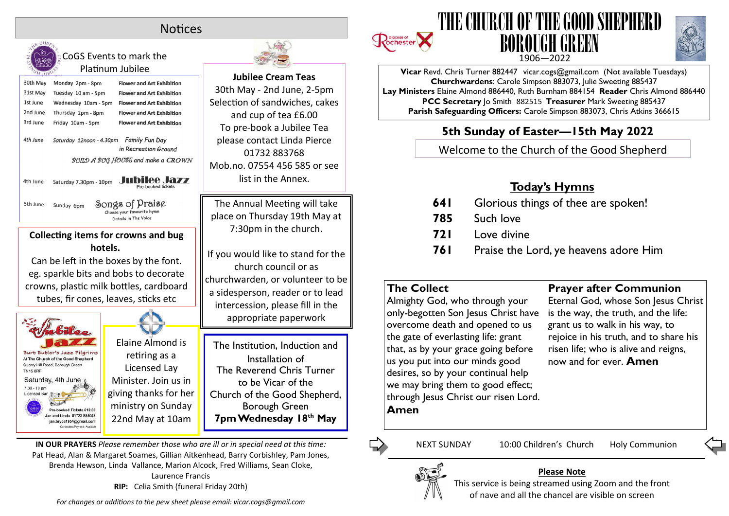# THE CHURCH OF THE GOOD SHEPHERD BOROUGH GREEN

1906—2022

**Vicar** Revd. Chris Turner 882447 vicar.cogs@gmail.com (Not available Tuesdays)
**Churchwardens**: Carole Simpson 883073, Julie Sweeting 885437
**Lay Ministers** Elaine Almond 886440, Ruth Burnham 884154 **Reader** Chris Almond 886440
**PCC Secretary** Jo Smith 882515 **Treasurer** Mark Sweeting 885437
**Parish Safeguarding Officers:** Carole Simpson 883073, Chris Atkins 366615

## 5th Sunday of Easter—15th May 2022

Welcome to the Church of the Good Shepherd

### Today's Hymns

| | |
|---|---|
| **641** | Glorious things of thee are spoken! |
| **785** | Such love |
| **721** | Love divine |
| **761** | Praise the Lord, ye heavens adore Him |

### The Collect

Almighty God, who through your only-begotten Son Jesus Christ have overcome death and opened to us the gate of everlasting life: grant that, as by your grace going before us you put into our minds good desires, so by your continual help we may bring them to good effect; through Jesus Christ our risen Lord. **Amen**

### Prayer after Communion

Eternal God, whose Son Jesus Christ is the way, the truth, and the life: grant us to walk in his way, to rejoice in his truth, and to share his risen life; who is alive and reigns, now and for ever. **Amen**

NEXT SUNDAY 10:00 Children's Church Holy Communion

**Please Note**

This service is being streamed using Zoom and the front of nave and all the chancel are visible on screen

## Notices

### CoGS Events to mark the Platinum Jubilee

| | | |
|---|---|---|
| 30th May | Monday 2pm - 8pm | Flower and Art Exhibition |
| 31st May | Tuesday 10 am - 5pm | Flower and Art Exhibition |
| 1st June | Wednesday 10am - 5pm | Flower and Art Exhibition |
| 2nd June | Thursday 2pm - 8pm | Flower and Art Exhibition |
| 3rd June | Friday 10am - 5pm | Flower and Art Exhibition |
| 4th June | Saturday 12noon - 4.30pm | Family Fun Day in Recreation Ground. BUILD A BUG HOUSE and make a CROWN |
| 4th June | Saturday 7.30pm - 10pm | Jubilee Jazz — Pre-booked tickets |
| 5th June | Sunday 6pm | Songs of Praise — Choose your favourite hymn. Details in The Voice |

**Jubilee Cream Teas**
30th May - 2nd June, 2-5pm
Selection of sandwiches, cakes and cup of tea £6.00
To pre-book a Jubilee Tea please contact Linda Pierce 01732 883768 Mob.no. 07554 456 585 or see list in the Annex.

**Collecting items for crowns and bug hotels.**
Can be left in the boxes by the font. eg. sparkle bits and bobs to decorate crowns, plastic milk bottles, cardboard tubes, fir cones, leaves, sticks etc

The Annual Meeting will take place on Thursday 19th May at 7:30pm in the church.

If you would like to stand for the church council or as churchwarden, or volunteer to be a sidesperson, reader or to lead intercession, please fill in the appropriate paperwork

**Jubilee Jazz**
Burt Butler's Jazz Pilgrims
At The Church of the Good Shepherd
Quarry Hill Road, Borough Green
TN15 8RF
Saturday, 4th June
7.30 - 10 pm
Licensed Bar
Pre-booked Tickets £12.00
Jan and Linda 01732 885048
jan.bryce1954@gmail.com
Contactless Payment Available

Elaine Almond is retiring as a Licensed Lay Minister. Join us in giving thanks for her ministry on Sunday 22nd May at 10am

The Institution, Induction and Installation of
The Reverend Chris Turner
to be Vicar of the
Church of the Good Shepherd, Borough Green
**7pm Wednesday 18th May**

**IN OUR PRAYERS** *Please remember those who are ill or in special need at this time:*
Pat Head, Alan & Margaret Soames, Gillian Aitkenhead, Barry Corbishley, Pam Jones, Brenda Hewson, Linda Vallance, Marion Alcock, Fred Williams, Sean Cloke, Laurence Francis
**RIP:** Celia Smith (funeral Friday 20th)

*For changes or additions to the pew sheet please email: vicar.cogs@gmail.com*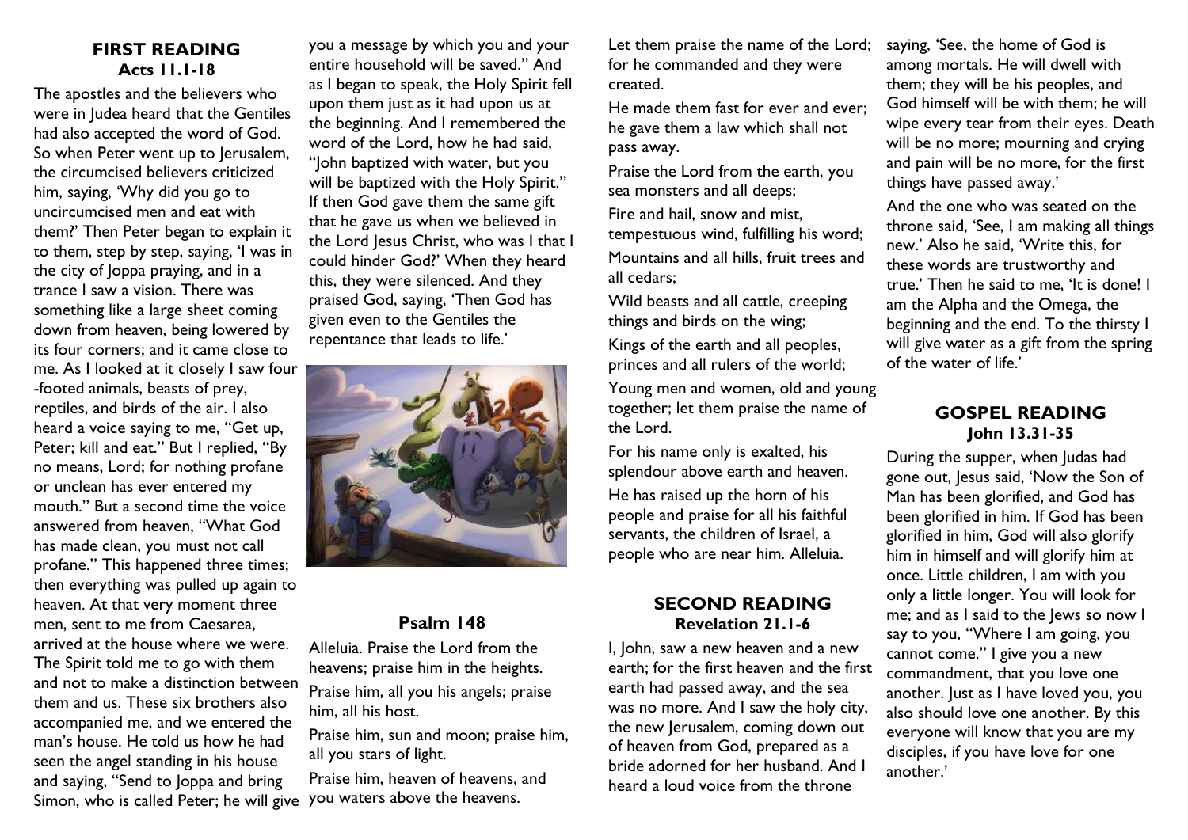## FIRST READING
### Acts 11.1-18

The apostles and the believers who were in Judea heard that the Gentiles had also accepted the word of God. So when Peter went up to Jerusalem, the circumcised believers criticized him, saying, 'Why did you go to uncircumcised men and eat with them?' Then Peter began to explain it to them, step by step, saying, 'I was in the city of Joppa praying, and in a trance I saw a vision. There was something like a large sheet coming down from heaven, being lowered by its four corners; and it came close to me. As I looked at it closely I saw four-footed animals, beasts of prey, reptiles, and birds of the air. I also heard a voice saying to me, "Get up, Peter; kill and eat." But I replied, "By no means, Lord; for nothing profane or unclean has ever entered my mouth." But a second time the voice answered from heaven, "What God has made clean, you must not call profane." This happened three times; then everything was pulled up again to heaven. At that very moment three men, sent to me from Caesarea, arrived at the house where we were. The Spirit told me to go with them and not to make a distinction between them and us. These six brothers also accompanied me, and we entered the man's house. He told us how he had seen the angel standing in his house and saying, "Send to Joppa and bring Simon, who is called Peter; he will give you a message by which you and your entire household will be saved." And as I began to speak, the Holy Spirit fell upon them just as it had upon us at the beginning. And I remembered the word of the Lord, how he had said, "John baptized with water, but you will be baptized with the Holy Spirit." If then God gave them the same gift that he gave us when we believed in the Lord Jesus Christ, who was I that I could hinder God?' When they heard this, they were silenced. And they praised God, saying, 'Then God has given even to the Gentiles the repentance that leads to life.'

## Psalm 148

Alleluia. Praise the Lord from the heavens; praise him in the heights.

Praise him, all you his angels; praise him, all his host.

Praise him, sun and moon; praise him, all you stars of light.

Praise him, heaven of heavens, and you waters above the heavens.

Let them praise the name of the Lord; for he commanded and they were created.

He made them fast for ever and ever; he gave them a law which shall not pass away.

Praise the Lord from the earth, you sea monsters and all deeps;

Fire and hail, snow and mist, tempestuous wind, fulfilling his word;

Mountains and all hills, fruit trees and all cedars;

Wild beasts and all cattle, creeping things and birds on the wing;

Kings of the earth and all peoples, princes and all rulers of the world;

Young men and women, old and young together; let them praise the name of the Lord.

For his name only is exalted, his splendour above earth and heaven.

He has raised up the horn of his people and praise for all his faithful servants, the children of Israel, a people who are near him. Alleluia.

## SECOND READING
### Revelation 21.1-6

I, John, saw a new heaven and a new earth; for the first heaven and the first earth had passed away, and the sea was no more. And I saw the holy city, the new Jerusalem, coming down out of heaven from God, prepared as a bride adorned for her husband. And I heard a loud voice from the throne saying, 'See, the home of God is among mortals. He will dwell with them; they will be his peoples, and God himself will be with them; he will wipe every tear from their eyes. Death will be no more; mourning and crying and pain will be no more, for the first things have passed away.'

And the one who was seated on the throne said, 'See, I am making all things new.' Also he said, 'Write this, for these words are trustworthy and true.' Then he said to me, 'It is done! I am the Alpha and the Omega, the beginning and the end. To the thirsty I will give water as a gift from the spring of the water of life.'

## GOSPEL READING
### John 13.31-35

During the supper, when Judas had gone out, Jesus said, 'Now the Son of Man has been glorified, and God has been glorified in him. If God has been glorified in him, God will also glorify him in himself and will glorify him at once. Little children, I am with you only a little longer. You will look for me; and as I said to the Jews so now I say to you, "Where I am going, you cannot come." I give you a new commandment, that you love one another. Just as I have loved you, you also should love one another. By this everyone will know that you are my disciples, if you have love for one another.'